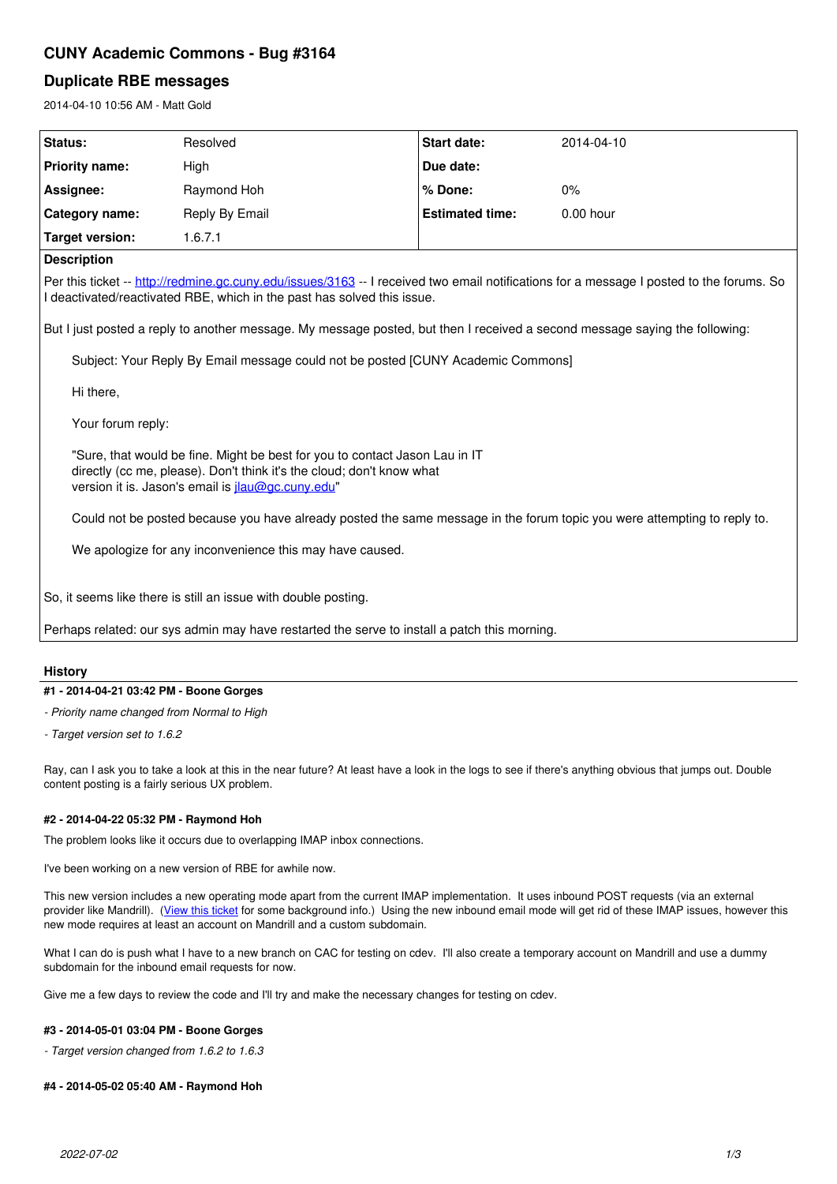# CUNY Academic Commons - Bug #3164

## Duplicate RBE messages

2014-04-10 10:56 AM - Matt Gold

| | | | |
|---|---|---|---|
| **Status:** | Resolved | **Start date:** | 2014-04-10 |
| **Priority name:** | High | **Due date:** | |
| **Assignee:** | Raymond Hoh | **% Done:** | 0% |
| **Category name:** | Reply By Email | **Estimated time:** | 0.00 hour |
| **Target version:** | 1.6.7.1 | | |

**Description**

Per this ticket -- http://redmine.gc.cuny.edu/issues/3163 -- I received two email notifications for a message I posted to the forums. So I deactivated/reactivated RBE, which in the past has solved this issue.

But I just posted a reply to another message. My message posted, but then I received a second message saying the following:

> Subject: Your Reply By Email message could not be posted [CUNY Academic Commons]
>
> Hi there,
>
> Your forum reply:
>
> "Sure, that would be fine. Might be best for you to contact Jason Lau in IT directly (cc me, please). Don't think it's the cloud; don't know what version it is. Jason's email is jlau@gc.cuny.edu"
>
> Could not be posted because you have already posted the same message in the forum topic you were attempting to reply to.
>
> We apologize for any inconvenience this may have caused.

So, it seems like there is still an issue with double posting.

Perhaps related: our sys admin may have restarted the serve to install a patch this morning.

### History

#### #1 - 2014-04-21 03:42 PM - Boone Gorges

- *Priority name changed from Normal to High*
- *Target version set to 1.6.2*

Ray, can I ask you to take a look at this in the near future? At least have a look in the logs to see if there's anything obvious that jumps out. Double content posting is a fairly serious UX problem.

#### #2 - 2014-04-22 05:32 PM - Raymond Hoh

The problem looks like it occurs due to overlapping IMAP inbox connections.

I've been working on a new version of RBE for awhile now.

This new version includes a new operating mode apart from the current IMAP implementation. It uses inbound POST requests (via an external provider like Mandrill). (View this ticket for some background info.) Using the new inbound email mode will get rid of these IMAP issues, however this new mode requires at least an account on Mandrill and a custom subdomain.

What I can do is push what I have to a new branch on CAC for testing on cdev. I'll also create a temporary account on Mandrill and use a dummy subdomain for the inbound email requests for now.

Give me a few days to review the code and I'll try and make the necessary changes for testing on cdev.

#### #3 - 2014-05-01 03:04 PM - Boone Gorges

- *Target version changed from 1.6.2 to 1.6.3*

#### #4 - 2014-05-02 05:40 AM - Raymond Hoh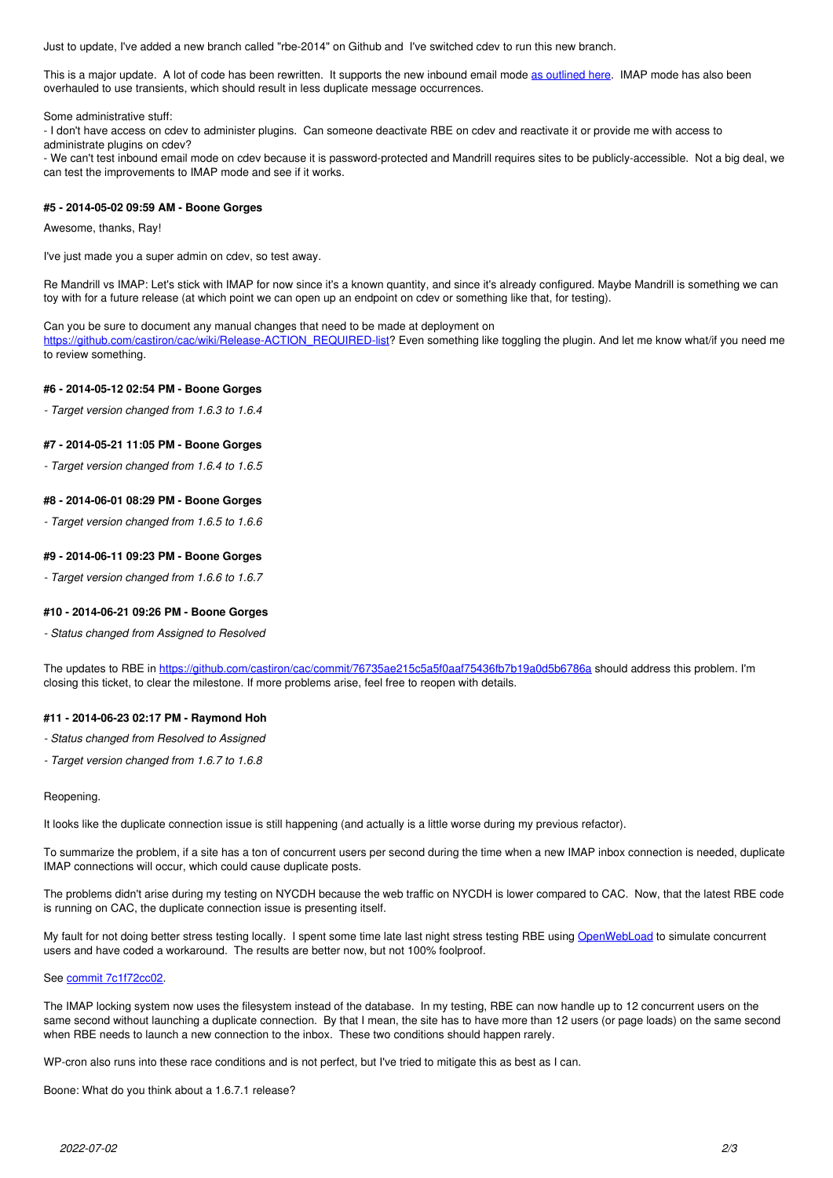Just to update, I've added a new branch called "rbe-2014" on Github and I've switched cdev to run this new branch.

This is a major update. A lot of code has been rewritten. It supports the new inbound email mode [as outlined here](). IMAP mode has also been overhauled to use transients, which should result in less duplicate message occurrences.

Some administrative stuff:
- I don't have access on cdev to administer plugins. Can someone deactivate RBE on cdev and reactivate it or provide me with access to administrate plugins on cdev?
- We can't test inbound email mode on cdev because it is password-protected and Mandrill requires sites to be publicly-accessible. Not a big deal, we can test the improvements to IMAP mode and see if it works.

#### #5 - 2014-05-02 09:59 AM - Boone Gorges

Awesome, thanks, Ray!

I've just made you a super admin on cdev, so test away.

Re Mandrill vs IMAP: Let's stick with IMAP for now since it's a known quantity, and since it's already configured. Maybe Mandrill is something we can toy with for a future release (at which point we can open up an endpoint on cdev or something like that, for testing).

Can you be sure to document any manual changes that need to be made at deployment on https://github.com/castiron/cac/wiki/Release-ACTION_REQUIRED-list? Even something like toggling the plugin. And let me know what/if you need me to review something.

#### #6 - 2014-05-12 02:54 PM - Boone Gorges

*- Target version changed from 1.6.3 to 1.6.4*

#### #7 - 2014-05-21 11:05 PM - Boone Gorges

*- Target version changed from 1.6.4 to 1.6.5*

#### #8 - 2014-06-01 08:29 PM - Boone Gorges

*- Target version changed from 1.6.5 to 1.6.6*

#### #9 - 2014-06-11 09:23 PM - Boone Gorges

*- Target version changed from 1.6.6 to 1.6.7*

#### #10 - 2014-06-21 09:26 PM - Boone Gorges

*- Status changed from Assigned to Resolved*

The updates to RBE in https://github.com/castiron/cac/commit/76735ae215c5a5f0aaf75436fb7b19a0d5b6786a should address this problem. I'm closing this ticket, to clear the milestone. If more problems arise, feel free to reopen with details.

#### #11 - 2014-06-23 02:17 PM - Raymond Hoh

*- Status changed from Resolved to Assigned*

*- Target version changed from 1.6.7 to 1.6.8*

Reopening.

It looks like the duplicate connection issue is still happening (and actually is a little worse during my previous refactor).

To summarize the problem, if a site has a ton of concurrent users per second during the time when a new IMAP inbox connection is needed, duplicate IMAP connections will occur, which could cause duplicate posts.

The problems didn't arise during my testing on NYCDH because the web traffic on NYCDH is lower compared to CAC. Now, that the latest RBE code is running on CAC, the duplicate connection issue is presenting itself.

My fault for not doing better stress testing locally. I spent some time late last night stress testing RBE using [OpenWebLoad]() to simulate concurrent users and have coded a workaround. The results are better now, but not 100% foolproof.

See [commit 7c1f72cc02]().

The IMAP locking system now uses the filesystem instead of the database. In my testing, RBE can now handle up to 12 concurrent users on the same second without launching a duplicate connection. By that I mean, the site has to have more than 12 users (or page loads) on the same second when RBE needs to launch a new connection to the inbox. These two conditions should happen rarely.

WP-cron also runs into these race conditions and is not perfect, but I've tried to mitigate this as best as I can.

Boone: What do you think about a 1.6.7.1 release?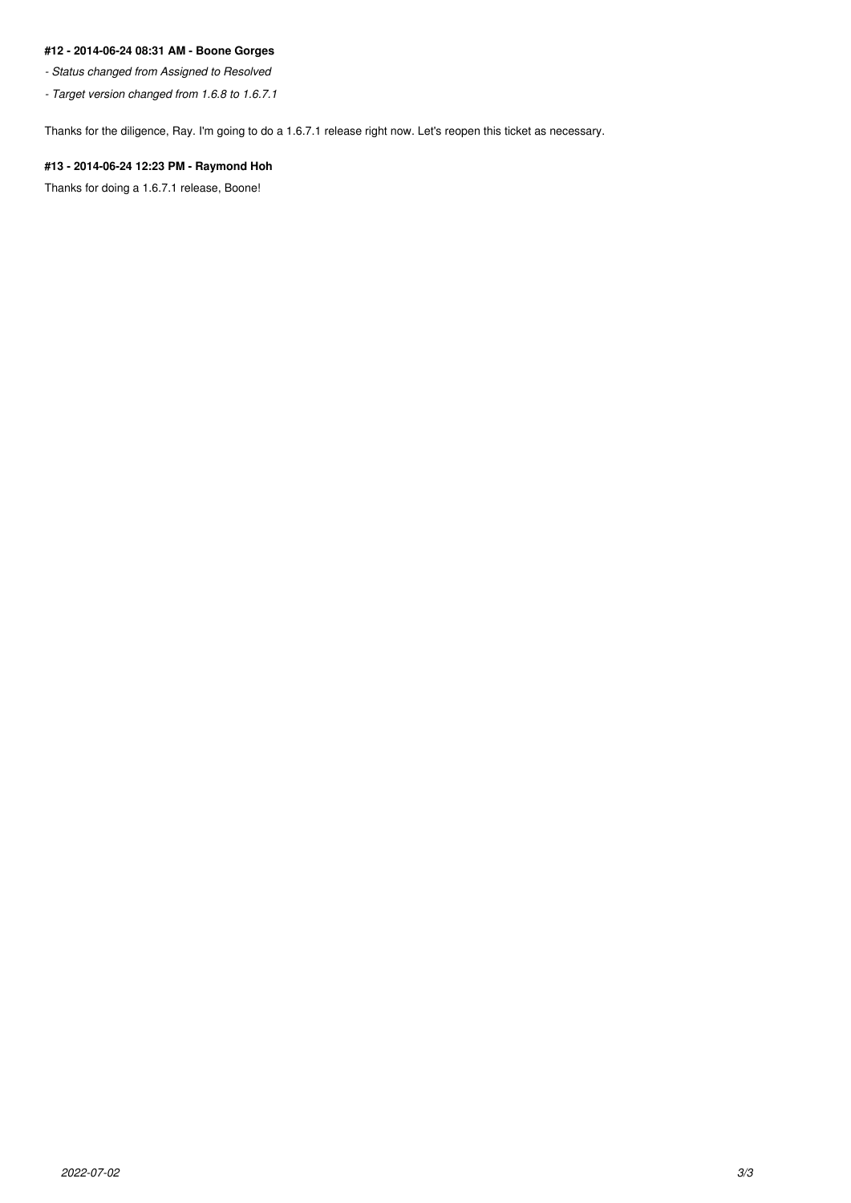#### #12 - 2014-06-24 08:31 AM - Boone Gorges

- *Status changed from Assigned to Resolved*
- *Target version changed from 1.6.8 to 1.6.7.1*

Thanks for the diligence, Ray. I'm going to do a 1.6.7.1 release right now. Let's reopen this ticket as necessary.

#### #13 - 2014-06-24 12:23 PM - Raymond Hoh

Thanks for doing a 1.6.7.1 release, Boone!